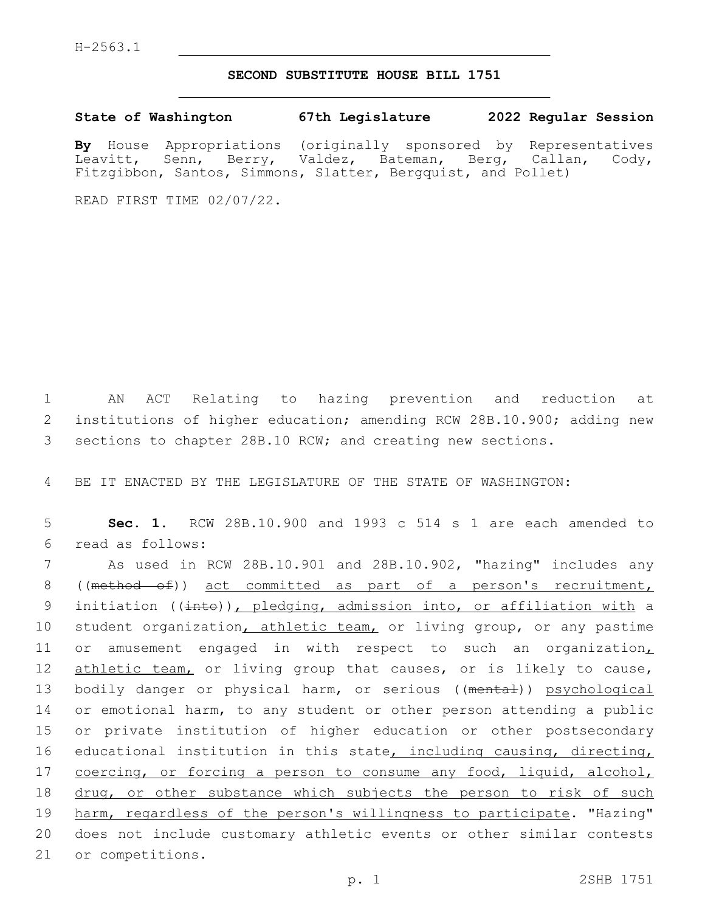H-2563.1

# SECOND SUBSTITUTE HOUSE BILL 1751

**State of Washington 67th Legislature 2022 Regular Session**

**By** House Appropriations (originally sponsored by Representatives Leavitt, Senn, Berry, Valdez, Bateman, Berg, Callan, Cody, Fitzgibbon, Santos, Simmons, Slatter, Bergquist, and Pollet)

READ FIRST TIME 02/07/22.

AN ACT Relating to hazing prevention and reduction at institutions of higher education; amending RCW 28B.10.900; adding new sections to chapter 28B.10 RCW; and creating new sections.

BE IT ENACTED BY THE LEGISLATURE OF THE STATE OF WASHINGTON:

**Sec. 1.** RCW 28B.10.900 and 1993 c 514 s 1 are each amended to read as follows:

As used in RCW 28B.10.901 and 28B.10.902, "hazing" includes any ((~~method of~~)) <u>act committed as part of a person's recruitment,</u> initiation ((~~into~~))<u>, pledging, admission into, or affiliation with</u> a student organization<u>, athletic team,</u> or living group, or any pastime or amusement engaged in with respect to such an organization<u>, athletic team,</u> or living group that causes, or is likely to cause, bodily danger or physical harm, or serious ((~~mental~~)) <u>psychological</u> or emotional harm, to any student or other person attending a public or private institution of higher education or other postsecondary educational institution in this state<u>, including causing, directing, coercing, or forcing a person to consume any food, liquid, alcohol, drug, or other substance which subjects the person to risk of such harm, regardless of the person's willingness to participate</u>. "Hazing" does not include customary athletic events or other similar contests or competitions.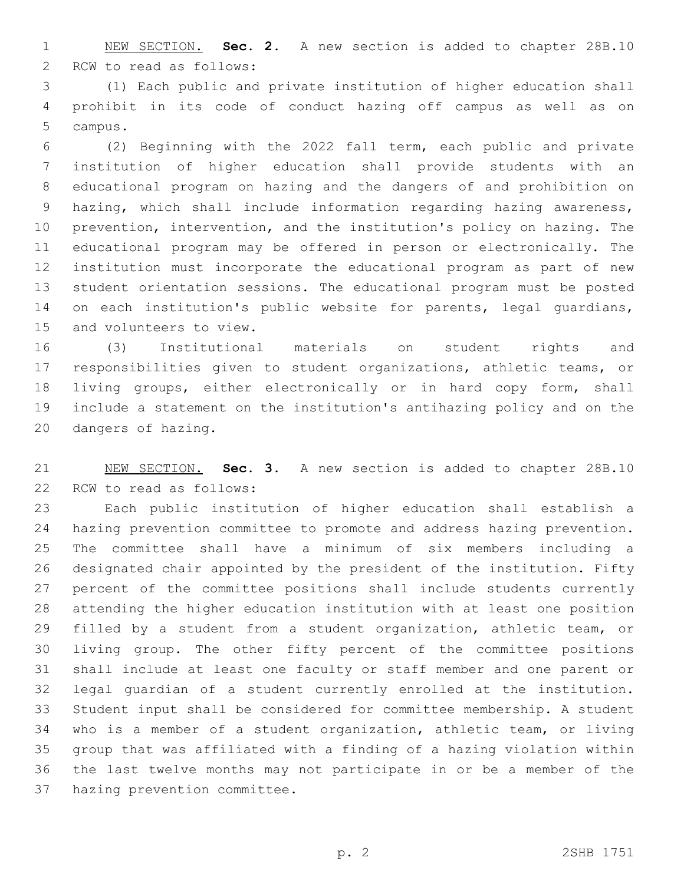NEW SECTION. **Sec. 2.** A new section is added to chapter 28B.10 RCW to read as follows:

(1) Each public and private institution of higher education shall prohibit in its code of conduct hazing off campus as well as on campus.

(2) Beginning with the 2022 fall term, each public and private institution of higher education shall provide students with an educational program on hazing and the dangers of and prohibition on hazing, which shall include information regarding hazing awareness, prevention, intervention, and the institution's policy on hazing. The educational program may be offered in person or electronically. The institution must incorporate the educational program as part of new student orientation sessions. The educational program must be posted on each institution's public website for parents, legal guardians, and volunteers to view.

(3) Institutional materials on student rights and responsibilities given to student organizations, athletic teams, or living groups, either electronically or in hard copy form, shall include a statement on the institution's antihazing policy and on the dangers of hazing.

NEW SECTION. **Sec. 3.** A new section is added to chapter 28B.10 RCW to read as follows:

Each public institution of higher education shall establish a hazing prevention committee to promote and address hazing prevention. The committee shall have a minimum of six members including a designated chair appointed by the president of the institution. Fifty percent of the committee positions shall include students currently attending the higher education institution with at least one position filled by a student from a student organization, athletic team, or living group. The other fifty percent of the committee positions shall include at least one faculty or staff member and one parent or legal guardian of a student currently enrolled at the institution. Student input shall be considered for committee membership. A student who is a member of a student organization, athletic team, or living group that was affiliated with a finding of a hazing violation within the last twelve months may not participate in or be a member of the hazing prevention committee.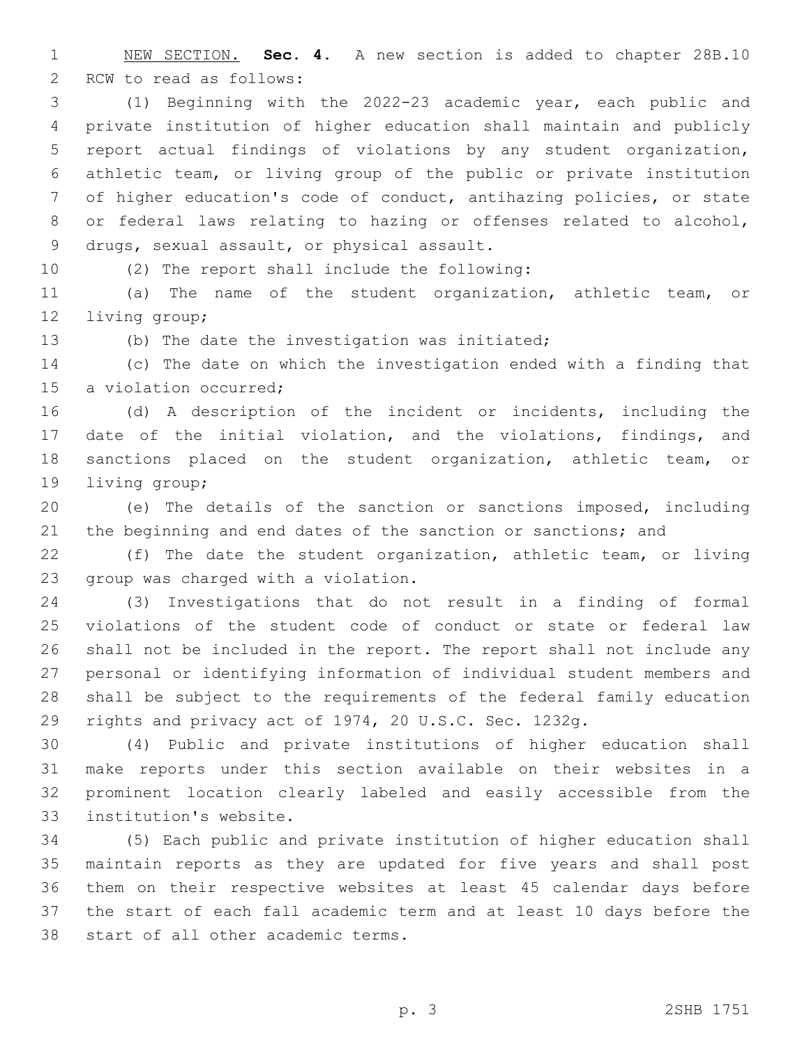NEW SECTION. **Sec. 4.** A new section is added to chapter 28B.10 RCW to read as follows:

(1) Beginning with the 2022-23 academic year, each public and private institution of higher education shall maintain and publicly report actual findings of violations by any student organization, athletic team, or living group of the public or private institution of higher education's code of conduct, antihazing policies, or state or federal laws relating to hazing or offenses related to alcohol, drugs, sexual assault, or physical assault.

(2) The report shall include the following:

(a) The name of the student organization, athletic team, or living group;

(b) The date the investigation was initiated;

(c) The date on which the investigation ended with a finding that a violation occurred;

(d) A description of the incident or incidents, including the date of the initial violation, and the violations, findings, and sanctions placed on the student organization, athletic team, or living group;

(e) The details of the sanction or sanctions imposed, including the beginning and end dates of the sanction or sanctions; and

(f) The date the student organization, athletic team, or living group was charged with a violation.

(3) Investigations that do not result in a finding of formal violations of the student code of conduct or state or federal law shall not be included in the report. The report shall not include any personal or identifying information of individual student members and shall be subject to the requirements of the federal family education rights and privacy act of 1974, 20 U.S.C. Sec. 1232g.

(4) Public and private institutions of higher education shall make reports under this section available on their websites in a prominent location clearly labeled and easily accessible from the institution's website.

(5) Each public and private institution of higher education shall maintain reports as they are updated for five years and shall post them on their respective websites at least 45 calendar days before the start of each fall academic term and at least 10 days before the start of all other academic terms.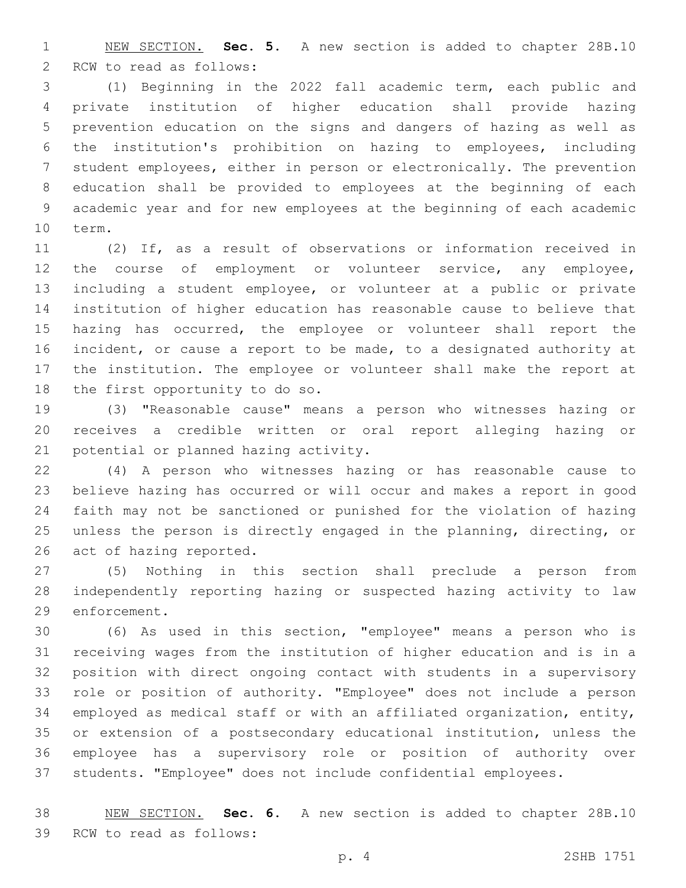NEW SECTION. **Sec. 5.** A new section is added to chapter 28B.10 RCW to read as follows:

(1) Beginning in the 2022 fall academic term, each public and private institution of higher education shall provide hazing prevention education on the signs and dangers of hazing as well as the institution's prohibition on hazing to employees, including student employees, either in person or electronically. The prevention education shall be provided to employees at the beginning of each academic year and for new employees at the beginning of each academic term.

(2) If, as a result of observations or information received in the course of employment or volunteer service, any employee, including a student employee, or volunteer at a public or private institution of higher education has reasonable cause to believe that hazing has occurred, the employee or volunteer shall report the incident, or cause a report to be made, to a designated authority at the institution. The employee or volunteer shall make the report at the first opportunity to do so.

(3) "Reasonable cause" means a person who witnesses hazing or receives a credible written or oral report alleging hazing or potential or planned hazing activity.

(4) A person who witnesses hazing or has reasonable cause to believe hazing has occurred or will occur and makes a report in good faith may not be sanctioned or punished for the violation of hazing unless the person is directly engaged in the planning, directing, or act of hazing reported.

(5) Nothing in this section shall preclude a person from independently reporting hazing or suspected hazing activity to law enforcement.

(6) As used in this section, "employee" means a person who is receiving wages from the institution of higher education and is in a position with direct ongoing contact with students in a supervisory role or position of authority. "Employee" does not include a person employed as medical staff or with an affiliated organization, entity, or extension of a postsecondary educational institution, unless the employee has a supervisory role or position of authority over students. "Employee" does not include confidential employees.

NEW SECTION. **Sec. 6.** A new section is added to chapter 28B.10 RCW to read as follows: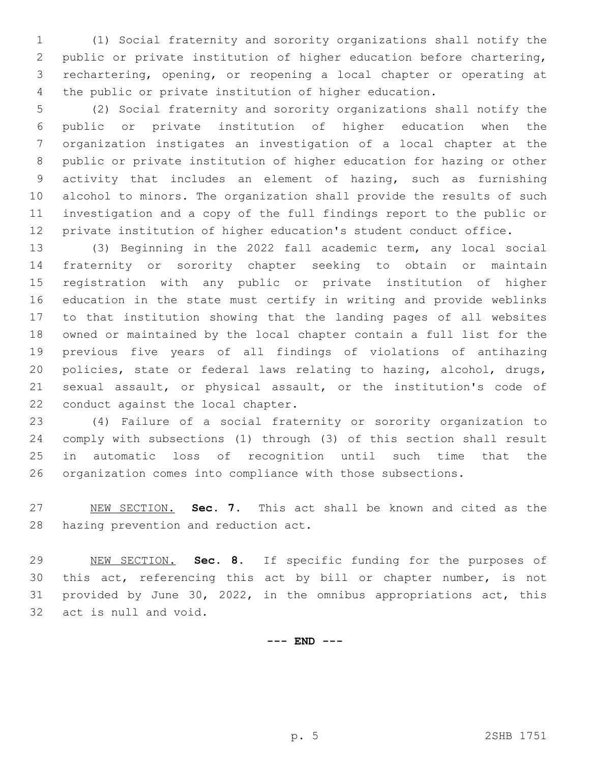(1) Social fraternity and sorority organizations shall notify the public or private institution of higher education before chartering, rechartering, opening, or reopening a local chapter or operating at the public or private institution of higher education.

(2) Social fraternity and sorority organizations shall notify the public or private institution of higher education when the organization instigates an investigation of a local chapter at the public or private institution of higher education for hazing or other activity that includes an element of hazing, such as furnishing alcohol to minors. The organization shall provide the results of such investigation and a copy of the full findings report to the public or private institution of higher education's student conduct office.

(3) Beginning in the 2022 fall academic term, any local social fraternity or sorority chapter seeking to obtain or maintain registration with any public or private institution of higher education in the state must certify in writing and provide weblinks to that institution showing that the landing pages of all websites owned or maintained by the local chapter contain a full list for the previous five years of all findings of violations of antihazing policies, state or federal laws relating to hazing, alcohol, drugs, sexual assault, or physical assault, or the institution's code of conduct against the local chapter.

(4) Failure of a social fraternity or sorority organization to comply with subsections (1) through (3) of this section shall result in automatic loss of recognition until such time that the organization comes into compliance with those subsections.

NEW SECTION. **Sec. 7.** This act shall be known and cited as the hazing prevention and reduction act.

NEW SECTION. **Sec. 8.** If specific funding for the purposes of this act, referencing this act by bill or chapter number, is not provided by June 30, 2022, in the omnibus appropriations act, this act is null and void.

**--- END ---**